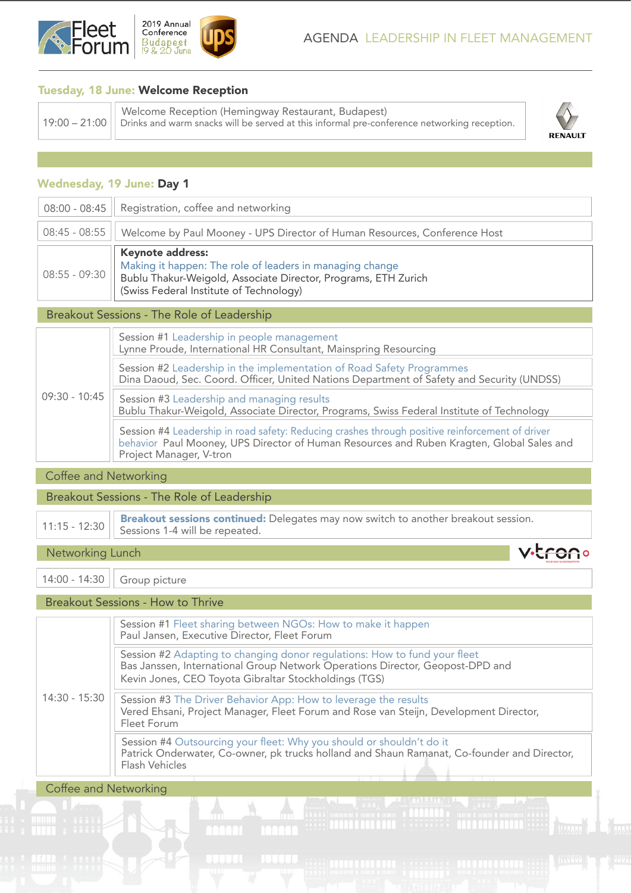Fleet Forum | 2019 Annual Conference Budapest 19 & 20 June | UPS

# AGENDA LEADERSHIP IN FLEET MANAGEMENT

## Tuesday, 18 June: Welcome Reception

| | |
|---|---|
| 19:00 – 21:00 | Welcome Reception (Hemingway Restaurant, Budapest)<br>Drinks and warm snacks will be served at this informal pre-conference networking reception. |

RENAULT

## Wednesday, 19 June: Day 1

| | |
|---|---|
| 08:00 - 08:45 | Registration, coffee and networking |
| 08:45 - 08:55 | Welcome by Paul Mooney - UPS Director of Human Resources, Conference Host |
| 08:55 - 09:30 | **Keynote address:**<br>Making it happen: The role of leaders in managing change<br>Bublu Thakur-Weigold, Associate Director, Programs, ETH Zurich (Swiss Federal Institute of Technology) |

### Breakout Sessions - The Role of Leadership

| | |
|---|---|
| 09:30 - 10:45 | Session #1 Leadership in people management<br>Lynne Proude, International HR Consultant, Mainspring Resourcing |
| | Session #2 Leadership in the implementation of Road Safety Programmes<br>Dina Daoud, Sec. Coord. Officer, United Nations Department of Safety and Security (UNDSS) |
| | Session #3 Leadership and managing results<br>Bublu Thakur-Weigold, Associate Director, Programs, Swiss Federal Institute of Technology |
| | Session #4 Leadership in road safety: Reducing crashes through positive reinforcement of driver behavior Paul Mooney, UPS Director of Human Resources and Ruben Kragten, Global Sales and Project Manager, V-tron |

### Coffee and Networking

### Breakout Sessions - The Role of Leadership

| | |
|---|---|
| 11:15 - 12:30 | **Breakout sessions continued:** Delegates may now switch to another breakout session. Sessions 1-4 will be repeated. |

### Networking Lunch

v-tron

| | |
|---|---|
| 14:00 - 14:30 | Group picture |

### Breakout Sessions - How to Thrive

| | |
|---|---|
| 14:30 - 15:30 | Session #1 Fleet sharing between NGOs: How to make it happen<br>Paul Jansen, Executive Director, Fleet Forum |
| | Session #2 Adapting to changing donor regulations: How to fund your fleet<br>Bas Janssen, International Group Network Operations Director, Geopost-DPD and Kevin Jones, CEO Toyota Gibraltar Stockholdings (TGS) |
| | Session #3 The Driver Behavior App: How to leverage the results<br>Vered Ehsani, Project Manager, Fleet Forum and Rose van Steijn, Development Director, Fleet Forum |
| | Session #4 Outsourcing your fleet: Why you should or shouldn't do it<br>Patrick Onderwater, Co-owner, pk trucks holland and Shaun Ramanat, Co-founder and Director, Flash Vehicles |

### Coffee and Networking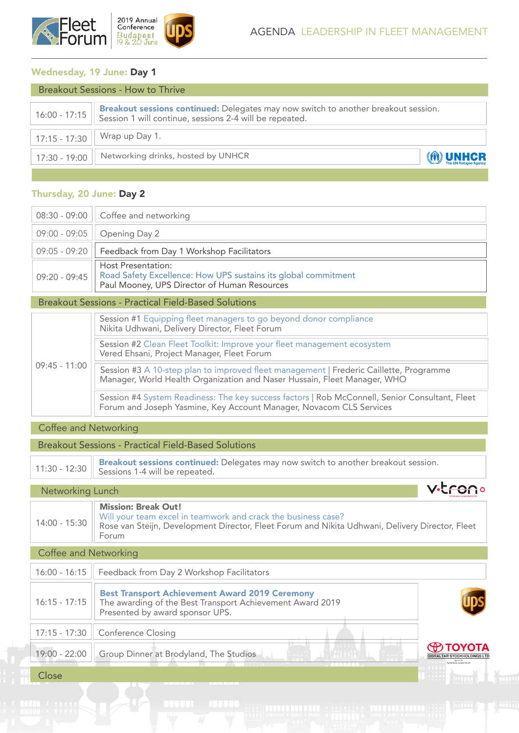AGENDA LEADERSHIP IN FLEET MANAGEMENT

2019 Annual Conference Budapest 19 & 20 June

## Wednesday, 19 June: Day 1

**Breakout Sessions - How to Thrive**

| | |
|---|---|
| 16:00 - 17:15 | **Breakout sessions continued:** Delegates may now switch to another breakout session. Session 1 will continue, sessions 2-4 will be repeated. |
| 17:15 - 17:30 | Wrap up Day 1. |
| 17:30 - 19:00 | Networking drinks, hosted by UNHCR |

## Thursday, 20 June: Day 2

| | |
|---|---|
| 08:30 - 09:00 | Coffee and networking |
| 09:00 - 09:05 | Opening Day 2 |
| 09:05 - 09:20 | Feedback from Day 1 Workshop Facilitators |
| 09:20 - 09:45 | Host Presentation:<br>Road Safety Excellence: How UPS sustains its global commitment<br>Paul Mooney, UPS Director of Human Resources |

**Breakout Sessions - Practical Field-Based Solutions**

| | |
|---|---|
| 09:45 - 11:00 | Session #1 Equipping fleet managers to go beyond donor compliance<br>Nikita Udhwani, Delivery Director, Fleet Forum |
| | Session #2 Clean Fleet Toolkit: Improve your fleet management ecosystem<br>Vered Ehsani, Project Manager, Fleet Forum |
| | Session #3 A 10-step plan to improved fleet management \| Frederic Caillette, Programme Manager, World Health Organization and Naser Hussain, Fleet Manager, WHO |
| | Session #4 System Readiness: The key success factors \| Rob McConnell, Senior Consultant, Fleet Forum and Joseph Yasmine, Key Account Manager, Novacom CLS Services |

**Coffee and Networking**

**Breakout Sessions - Practical Field-Based Solutions**

| | |
|---|---|
| 11:30 - 12:30 | **Breakout sessions continued:** Delegates may now switch to another breakout session. Sessions 1-4 will be repeated. |

**Networking Lunch**

| | |
|---|---|
| 14:00 - 15:30 | **Mission: Break Out!**<br>Will your team excel in teamwork and crack the business case?<br>Rose van Steijn, Development Director, Fleet Forum and Nikita Udhwani, Delivery Director, Fleet Forum |

**Coffee and Networking**

| | |
|---|---|
| 16:00 - 16:15 | Feedback from Day 2 Workshop Facilitators |
| 16:15 - 17:15 | **Best Transport Achievement Award 2019 Ceremony**<br>The awarding of the Best Transport Achievement Award 2019<br>Presented by award sponsor UPS. |
| 17:15 - 17:30 | Conference Closing |
| 19:00 - 22:00 | Group Dinner at Brodyland, The Studios |

**Close**